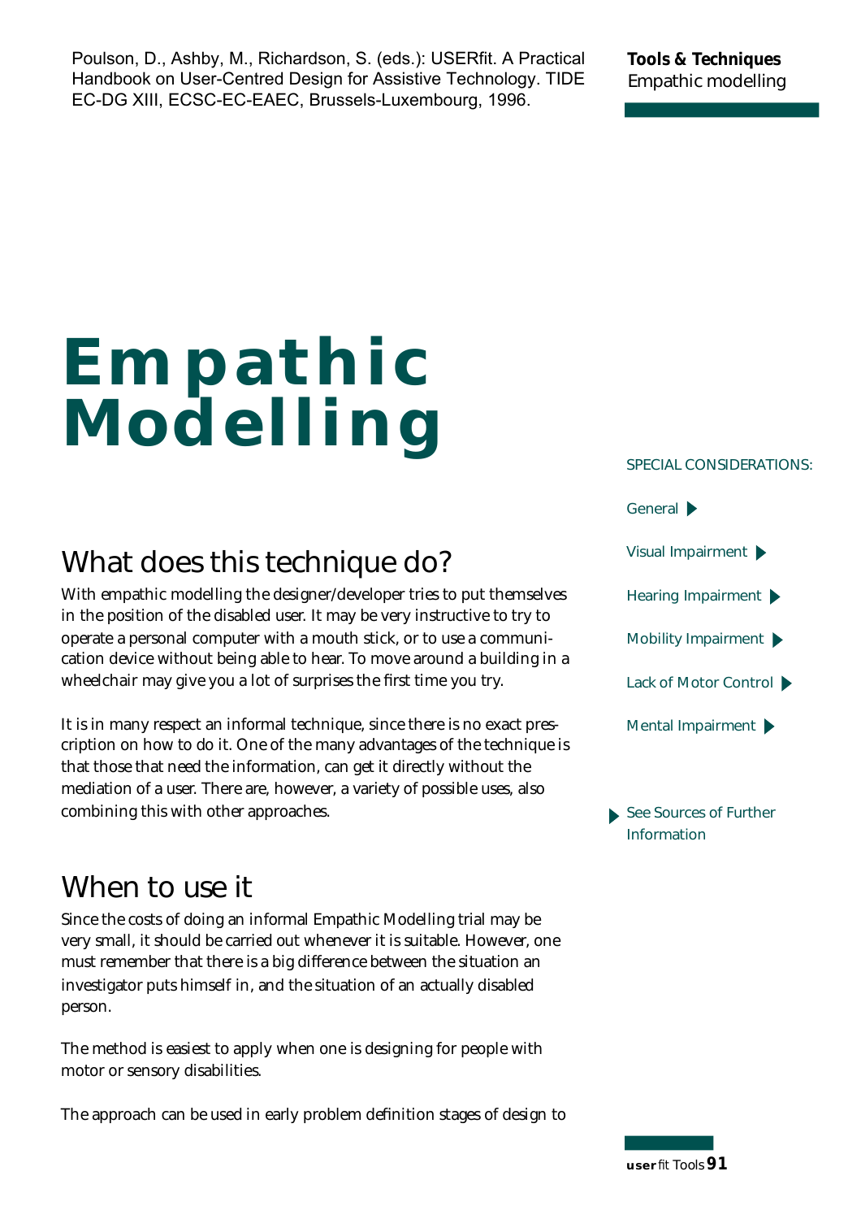Poulson, D., Ashby, M., Richardson, S. (eds.): USERfit. A Practical Handbook on User-Centred Design for Assistive Technology. TIDE EC-DG XIII, ECSC-EC-EAEC, Brussels-Luxembourg, 1996.

**Tools & Techniques**
Empathic modelling

# Empathic Modelling

## What does this technique do?

With empathic modelling the designer/developer tries to put themselves in the position of the disabled user. It may be very instructive to try to operate a personal computer with a mouth stick, or to use a communication device without being able to hear. To move around a building in a wheelchair may give you a lot of surprises the first time you try.

It is in many respect an informal technique, since there is no exact prescription on how to do it. One of the many advantages of the technique is that those that need the information, can get it directly without the mediation of a user. There are, however, a variety of possible uses, also combining this with other approaches.

## When to use it

Since the costs of doing an informal Empathic Modelling trial may be very small, it should be carried out whenever it is suitable. However, one must remember that there is a big difference between the situation an investigator puts himself in, and the situation of an actually disabled person.

The method is easiest to apply when one is designing for people with motor or sensory disabilities.

The approach can be used in early problem definition stages of design to

SPECIAL CONSIDERATIONS:

- General
- Visual Impairment
- Hearing Impairment
- Mobility Impairment
- Lack of Motor Control
- Mental Impairment

See Sources of Further Information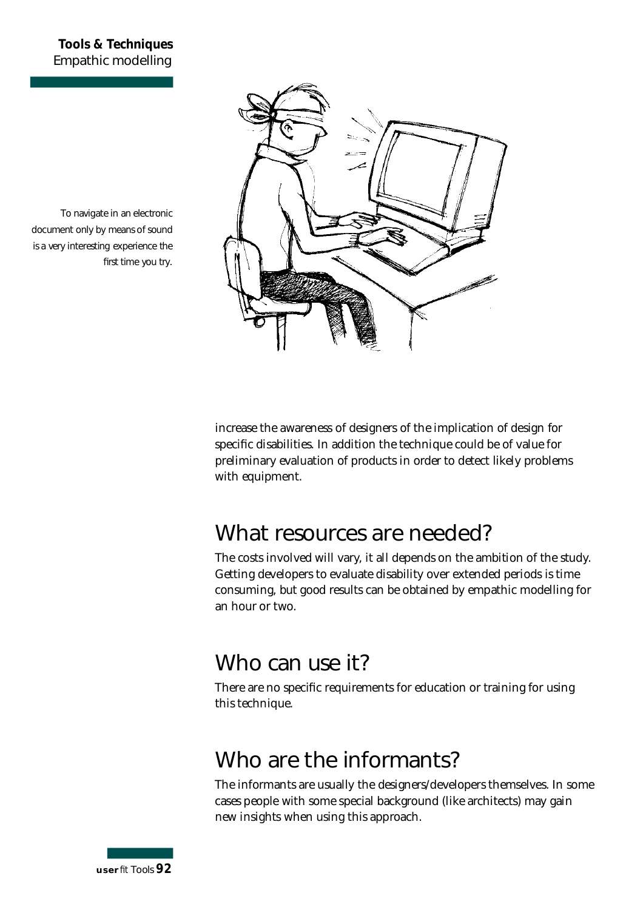To navigate in an electronic document only by means of sound is a very interesting experience the first time you try.

increase the awareness of designers of the implication of design for specific disabilities. In addition the technique could be of value for preliminary evaluation of products in order to detect likely problems with equipment.

## What resources are needed?

The costs involved will vary, it all depends on the ambition of the study. Getting developers to evaluate disability over extended periods is time consuming, but good results can be obtained by empathic modelling for an hour or two.

## Who can use it?

There are no specific requirements for education or training for using this technique.

## Who are the informants?

The informants are usually the designers/developers themselves. In some cases people with some special background (like architects) may gain new insights when using this approach.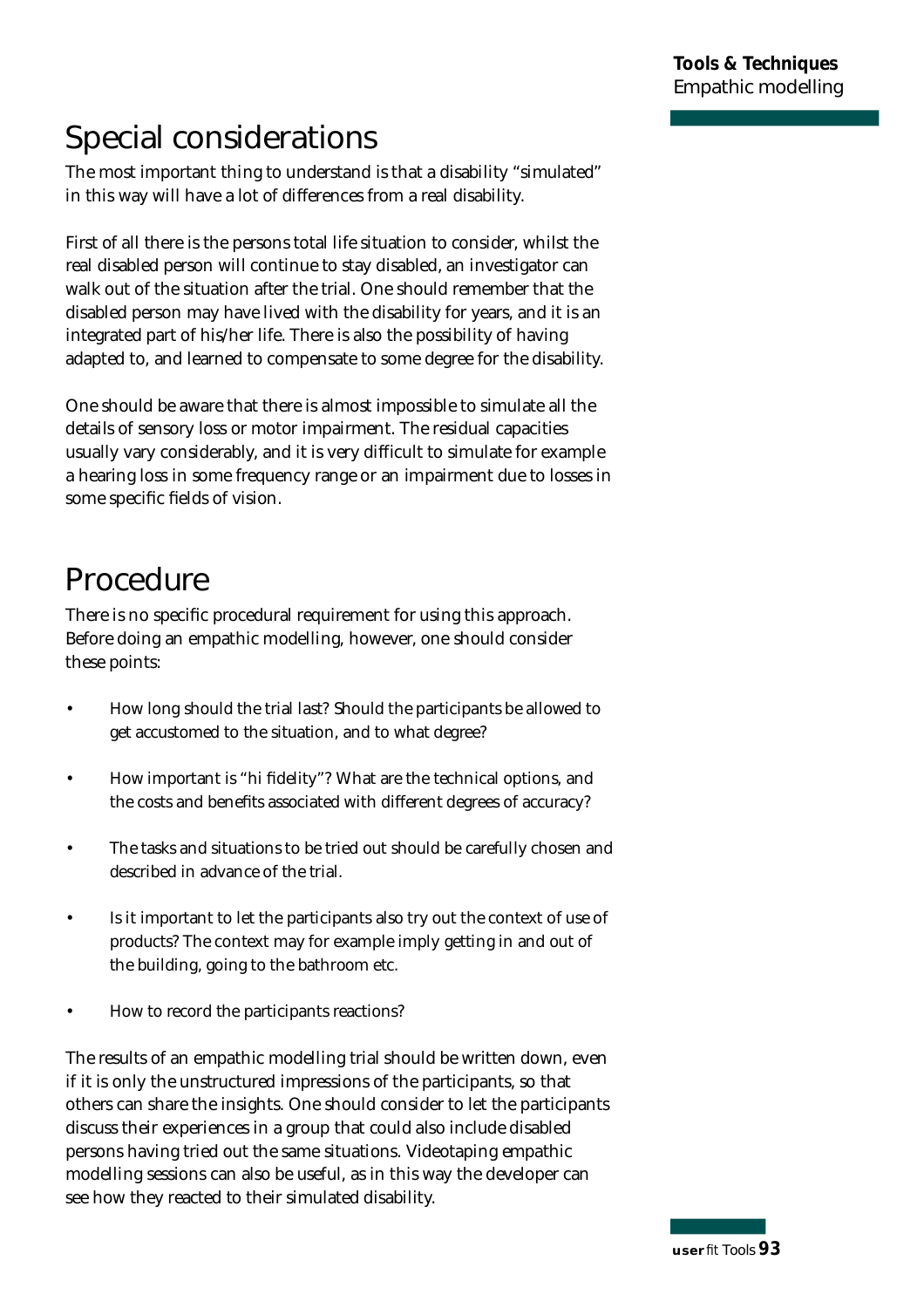## Special considerations

The most important thing to understand is that a disability "simulated" in this way will have a lot of differences from a real disability.

First of all there is the persons total life situation to consider, whilst the real disabled person will continue to stay disabled, an investigator can walk out of the situation after the trial. One should remember that the disabled person may have lived with the disability for years, and it is an integrated part of his/her life. There is also the possibility of having adapted to, and learned to compensate to some degree for the disability.

One should be aware that there is almost impossible to simulate all the details of sensory loss or motor impairment. The residual capacities usually vary considerably, and it is very difficult to simulate for example a hearing loss in some frequency range or an impairment due to losses in some specific fields of vision.

## Procedure

There is no specific procedural requirement for using this approach. Before doing an empathic modelling, however, one should consider these points:

- How long should the trial last? Should the participants be allowed to get accustomed to the situation, and to what degree?
- How important is "hi fidelity"? What are the technical options, and the costs and benefits associated with different degrees of accuracy?
- The tasks and situations to be tried out should be carefully chosen and described in advance of the trial.
- Is it important to let the participants also try out the context of use of products? The context may for example imply getting in and out of the building, going to the bathroom etc.
- How to record the participants reactions?

The results of an empathic modelling trial should be written down, even if it is only the unstructured impressions of the participants, so that others can share the insights. One should consider to let the participants discuss their experiences in a group that could also include disabled persons having tried out the same situations. Videotaping empathic modelling sessions can also be useful, as in this way the developer can see how they reacted to their simulated disability.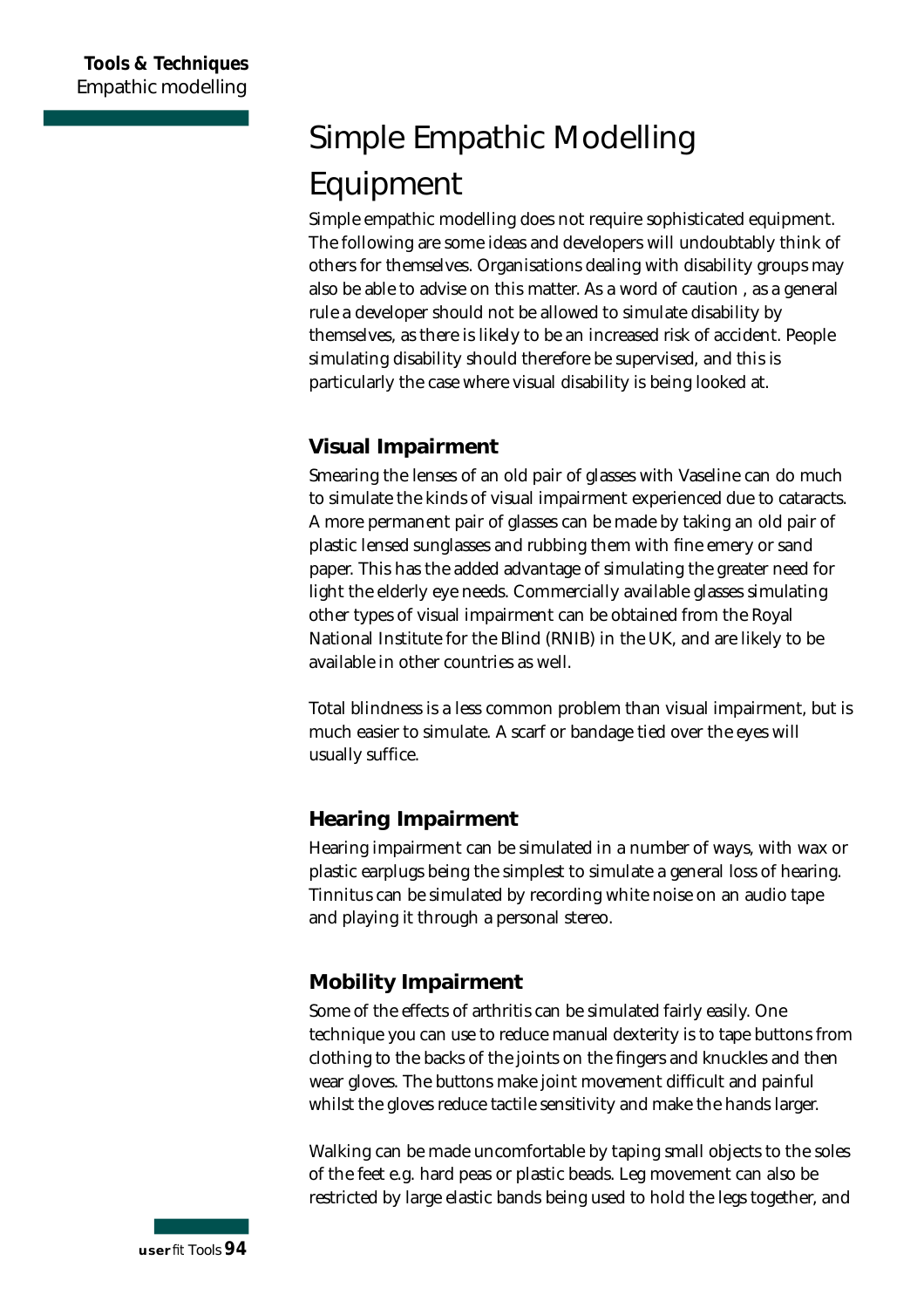# Simple Empathic Modelling Equipment

Simple empathic modelling does not require sophisticated equipment. The following are some ideas and developers will undoubtably think of others for themselves. Organisations dealing with disability groups may also be able to advise on this matter. As a word of caution , as a general rule a developer should not be allowed to simulate disability by themselves, as there is likely to be an increased risk of accident. People simulating disability should therefore be supervised, and this is particularly the case where visual disability is being looked at.

## Visual Impairment

Smearing the lenses of an old pair of glasses with Vaseline can do much to simulate the kinds of visual impairment experienced due to cataracts. A more permanent pair of glasses can be made by taking an old pair of plastic lensed sunglasses and rubbing them with fine emery or sand paper. This has the added advantage of simulating the greater need for light the elderly eye needs. Commercially available glasses simulating other types of visual impairment can be obtained from the Royal National Institute for the Blind (RNIB) in the UK, and are likely to be available in other countries as well.

Total blindness is a less common problem than visual impairment, but is much easier to simulate. A scarf or bandage tied over the eyes will usually suffice.

## Hearing Impairment

Hearing impairment can be simulated in a number of ways, with wax or plastic earplugs being the simplest to simulate a general loss of hearing. Tinnitus can be simulated by recording white noise on an audio tape and playing it through a personal stereo.

## Mobility Impairment

Some of the effects of arthritis can be simulated fairly easily. One technique you can use to reduce manual dexterity is to tape buttons from clothing to the backs of the joints on the fingers and knuckles and then wear gloves. The buttons make joint movement difficult and painful whilst the gloves reduce tactile sensitivity and make the hands larger.

Walking can be made uncomfortable by taping small objects to the soles of the feet e.g. hard peas or plastic beads. Leg movement can also be restricted by large elastic bands being used to hold the legs together, and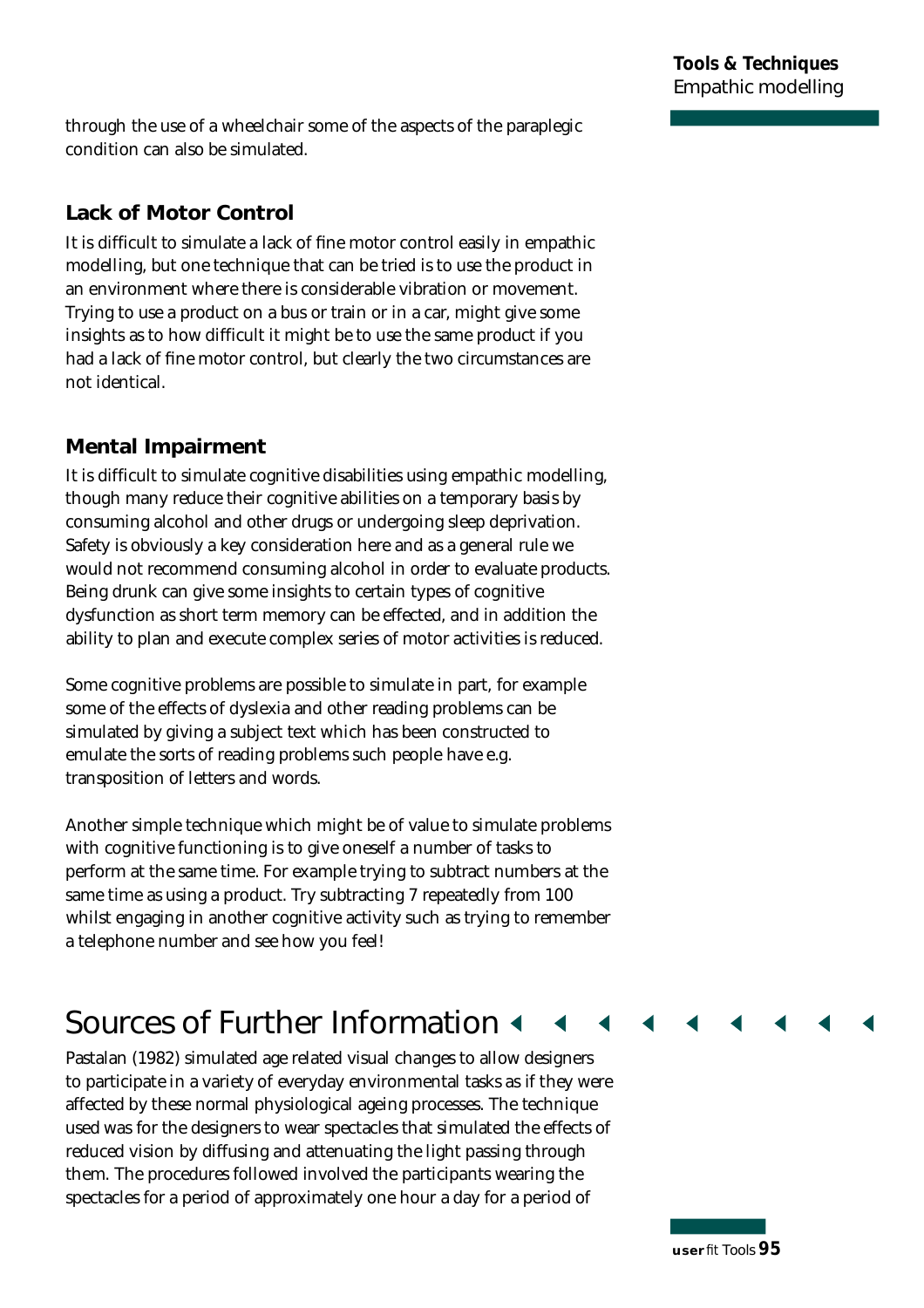through the use of a wheelchair some of the aspects of the paraplegic condition can also be simulated.

### Lack of Motor Control

It is difficult to simulate a lack of fine motor control easily in empathic modelling, but one technique that can be tried is to use the product in an environment where there is considerable vibration or movement. Trying to use a product on a bus or train or in a car, might give some insights as to how difficult it might be to use the same product if you had a lack of fine motor control, but clearly the two circumstances are not identical.

### Mental Impairment

It is difficult to simulate cognitive disabilities using empathic modelling, though many reduce their cognitive abilities on a temporary basis by consuming alcohol and other drugs or undergoing sleep deprivation. Safety is obviously a key consideration here and as a general rule we would not recommend consuming alcohol in order to evaluate products. Being drunk can give some insights to certain types of cognitive dysfunction as short term memory can be effected, and in addition the ability to plan and execute complex series of motor activities is reduced.

Some cognitive problems are possible to simulate in part, for example some of the effects of dyslexia and other reading problems can be simulated by giving a subject text which has been constructed to emulate the sorts of reading problems such people have e.g. transposition of letters and words.

Another simple technique which might be of value to simulate problems with cognitive functioning is to give oneself a number of tasks to perform at the same time. For example trying to subtract numbers at the same time as using a product. Try subtracting 7 repeatedly from 100 whilst engaging in another cognitive activity such as trying to remember a telephone number and see how you feel!

## Sources of Further Information

Pastalan (1982) simulated age related visual changes to allow designers to participate in a variety of everyday environmental tasks as if they were affected by these normal physiological ageing processes. The technique used was for the designers to wear spectacles that simulated the effects of reduced vision by diffusing and attenuating the light passing through them. The procedures followed involved the participants wearing the spectacles for a period of approximately one hour a day for a period of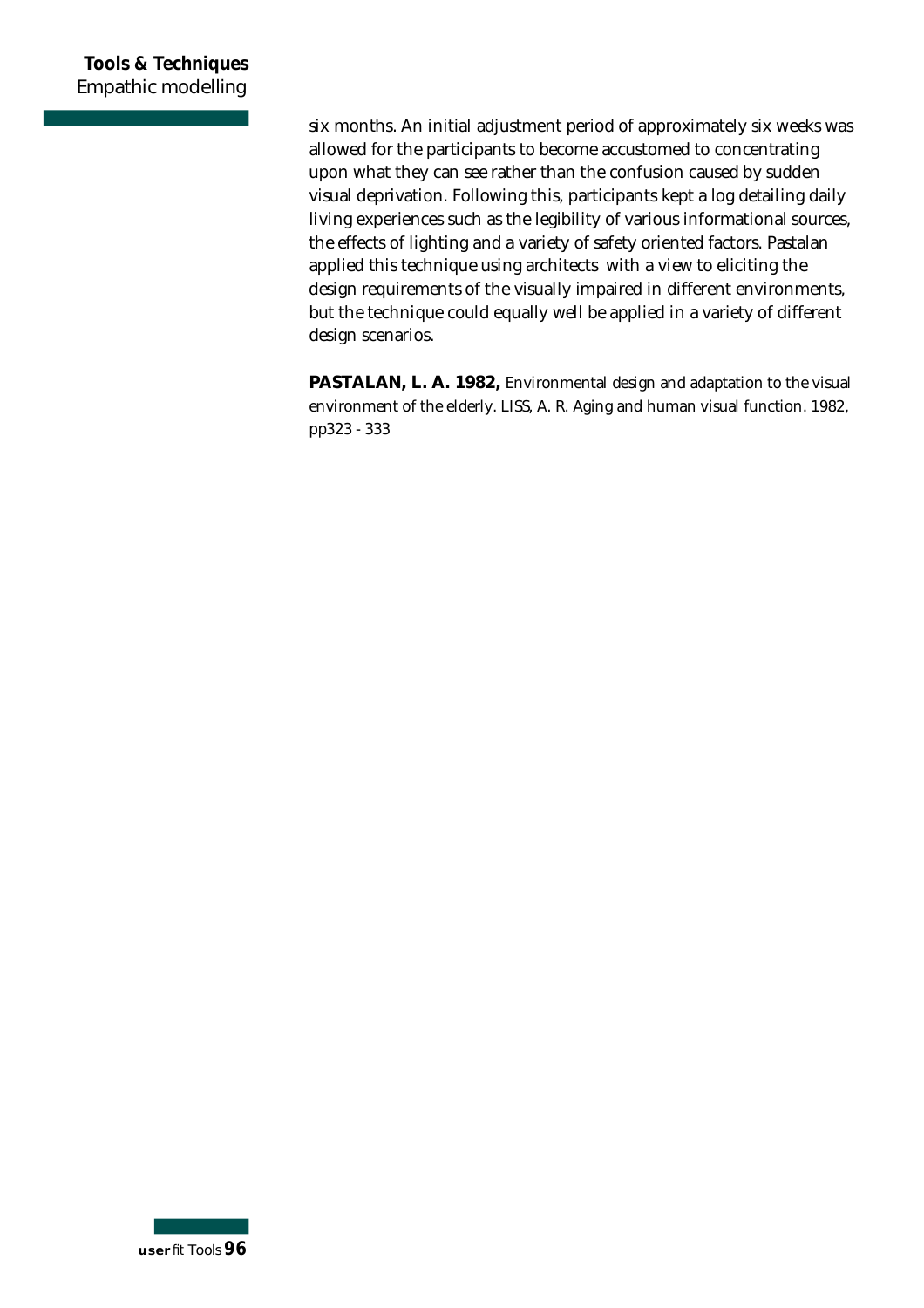six months. An initial adjustment period of approximately six weeks was allowed for the participants to become accustomed to concentrating upon what they can see rather than the confusion caused by sudden visual deprivation. Following this, participants kept a log detailing daily living experiences such as the legibility of various informational sources, the effects of lighting and a variety of safety oriented factors. Pastalan applied this technique using architects  with a view to eliciting the design requirements of the visually impaired in different environments, but the technique could equally well be applied in a variety of different design scenarios.

**PASTALAN, L. A. 1982,** Environmental design and adaptation to the visual environment of the elderly. LISS, A. R. Aging and human visual function. 1982, pp323 - 333